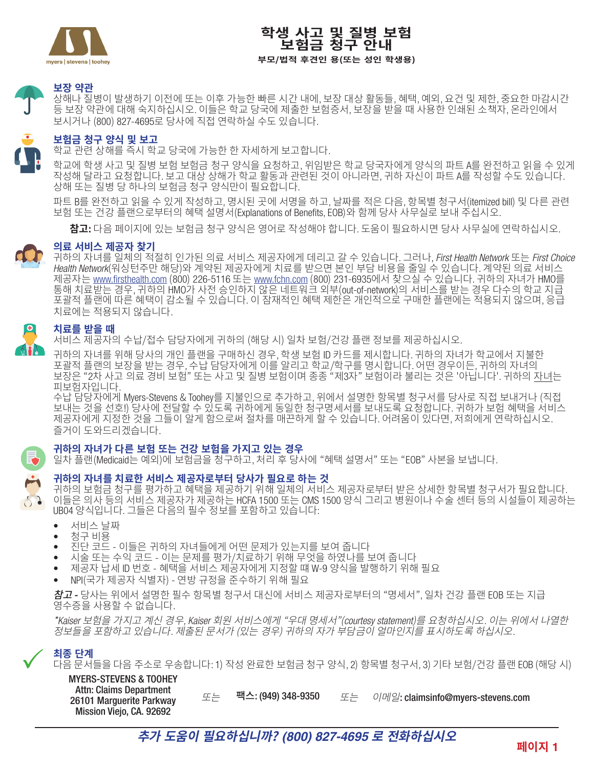myers | stevens | toohey

# 학생 사고 및 질병 보험 보험금 청구 안내

**부모/법적 후견인 용(또는 성인 학생용)**

## 보장 약관

상해나 질병이 발생하기 이전에 또는 이후 가능한 빠른 시간 내에, 보장 대상 활동들, 혜택, 예외, 요건 및 제한, 중요한 마감시간 등 보장 약관에 대해 숙지하십시오. 이들은 학교 당국에 제출한 보험증서, 보장을 받을 때 사용한 인쇄된 소책자, 온라인에서 보시거나 (800) 827-4695로 당사에 직접 연락하실 수도 있습니다.

## 보험금 청구 양식 및 보고

학교 관련 상해를 즉시 학교 당국에 가능한 한 자세하게 보고합니다.

학교에 학생 사고 및 질병 보험 보험금 청구 양식을 요청하고, 위임받은 학교 당국자에게 양식의 파트 A를 완전하고 읽을 수 있게 작성해 달라고 요청합니다. 보고 대상 상해가 학교 활동과 관련된 것이 아니라면, 귀하 자신이 파트 A를 작성할 수도 있습니다. 상해 또는 질병 당 하나의 보험금 청구 양식만이 필요합니다.

파트 B를 완전하고 읽을 수 있게 작성하고, 명시된 곳에 서명을 하고, 날짜를 적은 다음, 항목별 청구서(itemized bill) 및 다른 관련 보험 또는 건강 플랜으로부터의 혜택 설명서(Explanations of Benefits, EOB)와 함께 당사 사무실로 보내 주십시오.

**참고:** 다음 페이지에 있는 보험금 청구 양식은 영어로 작성해야 합니다. 도움이 필요하시면 당사 사무실에 연락하십시오.

## 의료 서비스 제공자 찾기

귀하의 자녀를 일체의 적절히 인가된 의료 서비스 제공자에게 데리고 갈 수 있습니다. 그러나, *First Health Network* 또는 *First Choice Health Network*(워싱턴주만 해당)와 계약된 제공자에게 치료를 받으면 본인 부담 비용을 줄일 수 있습니다. 계약된 의료 서비스 제공자는 www.firsthealth.com (800) 226-5116 또는 www.fchn.com (800) 231-6935에서 찾으실 수 있습니다. 귀하의 자녀가 HMO를 통해 치료받는 경우, 귀하의 HMO가 사전 승인하지 않은 네트워크 외부(out-of-network)의 서비스를 받는 경우 다수의 학교 지급 포괄적 플랜에 따른 혜택이 감소될 수 있습니다. 이 잠재적인 혜택 제한은 개인적으로 구매한 플랜에는 적용되지 않으며, 응급 치료에는 적용되지 않습니다.

## 치료를 받을 때

서비스 제공자의 수납/접수 담당자에게 귀하의 (해당 시) 일차 보험/건강 플랜 정보를 제공하십시오.

귀하의 자녀를 위해 당사의 개인 플랜을 구매하신 경우, 학생 보험 ID 카드를 제시합니다. 귀하의 자녀가 학교에서 지불한 포괄적 플랜의 보장을 받는 경우, 수납 담당자에게 이를 알리고 학교/학구를 명시합니다. 어떤 경우이든, 귀하의 자녀의 보장은 "2차 사고 의료 경비 보험" 또는 사고 및 질병 보험이며 종종 "제3자" 보험이라 불리는 것은 '아닙니다'. 귀하의 자녀는 피보험자입니다.
수납 담당자에게 Myers-Stevens & Toohey를 지불인으로 추가하고, 위에서 설명한 항목별 청구서를 당사로 직접 보내거나 (직접 보내는 것을 선호!) 당사에 전달할 수 있도록 귀하에게 동일한 청구명세서를 보내도록 요청합니다. 귀하가 보험 혜택을 서비스 제공자에게 지정한 것을 그들이 알게 함으로써 절차를 매끈하게 할 수 있습니다. 어려움이 있다면, 저희에게 연락하십시오. 즐거이 도와드리겠습니다.

## 귀하의 자녀가 다른 보험 또는 건강 보험을 가지고 있는 경우

일차 플랜(Medicaid는 예외)에 보험금을 청구하고, 처리 후 당사에 "혜택 설명서" 또는 "EOB" 사본을 보냅니다.

## 귀하의 자녀를 치료한 서비스 제공자로부터 당사가 필요로 하는 것

귀하의 보험금 청구를 평가하고 혜택을 제공하기 위해 일체의 서비스 제공자로부터 받은 상세한 항목별 청구서가 필요합니다. 이들은 의사 등의 서비스 제공자가 제공하는 HCFA 1500 또는 CMS 1500 양식 그리고 병원이나 수술 센터 등의 시설들이 제공하는 UB04 양식입니다. 그들은 다음의 필수 정보를 포함하고 있습니다:

- 서비스 날짜
- 청구 비용
- 진단 코드 - 이들은 귀하의 자녀들에게 어떤 문제가 있는지를 보여 줍니다
- 시술 또는 수익 코드 - 이는 문제를 평가/치료하기 위해 무엇을 하였나를 보여 줍니다
- 제공자 납세 ID 번호 - 혜택을 서비스 제공자에게 지정할 때 W-9 양식을 발행하기 위해 필요
- NPI(국가 제공자 식별자) - 연방 규정을 준수하기 위해 필요

***참고 -*** 당사는 위에서 설명한 필수 항목별 청구서 대신에 서비스 제공자로부터의 "명세서", 일차 건강 플랜 EOB 또는 지급 영수증을 사용할 수 없습니다.

*\*Kaiser 보험을 가지고 계신 경우, Kaiser 회원 서비스에게 "우대 명세서"(courtesy statement)를 요청하십시오. 이는 위에서 나열한 정보들을 포함하고 있습니다. 제출된 문서가 (있는 경우) 귀하의 자가 부담금이 얼마인지를 표시하도록 하십시오.*

## 최종 단계

다음 문서들을 다음 주소로 우송합니다: 1) 작성 완료한 보험금 청구 양식, 2) 항목별 청구서, 3) 기타 보험/건강 플랜 EOB (해당 시)

**MYERS-STEVENS & TOOHEY**
**Attn: Claims Department**
**26101 Marguerite Parkway**
**Mission Viejo, CA. 92692**

*또는* **팩스: (949) 348-9350** *또는* *이메일*: **claimsinfo@myers-stevens.com**

***추가 도움이 필요하십니까? (800) 827-4695 로 전화하십시오***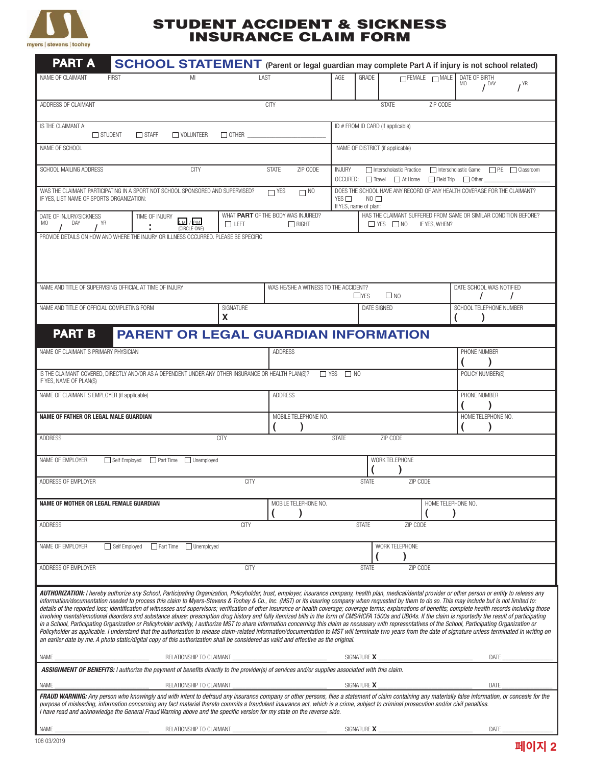myers | stevens | toohey

# STUDENT ACCIDENT & SICKNESS INSURANCE CLAIM FORM

## PART A SCHOOL STATEMENT (Parent or legal guardian may complete Part A if injury is not school related)

| NAME OF CLAIMANT FIRST | MI | LAST | AGE | GRADE | ☐ FEMALE ☐ MALE | DATE OF BIRTH MO / DAY / YR |
|---|---|---|---|---|---|---|
| | | | | | | |

| ADDRESS OF CLAIMANT | CITY | STATE | ZIP CODE |
|---|---|---|---|
| | | | |

| IS THE CLAIMANT A: ☐ STUDENT ☐ STAFF ☐ VOLUNTEER ☐ OTHER ______ | ID # FROM ID CARD (If applicable) |
|---|---|
| NAME OF SCHOOL | NAME OF DISTRICT (if applicable) |

| SCHOOL MAILING ADDRESS | CITY | STATE | ZIP CODE | INJURY OCCURED: ☐ Interscholastic Practice ☐ Interscholastic Game ☐ P.E. ☐ Classroom ☐ Travel ☐ At Home ☐ Field Trip ☐ Other ______ |
|---|---|---|---|---|
| | | | | |

| WAS THE CLAIMANT PARTICIPATING IN A SPORT NOT SCHOOL SPONSORED AND SUPERVISED? ☐ YES ☐ NO IF YES, LIST NAME OF SPORTS ORGANIZATION: | DOES THE SCHOOL HAVE ANY RECORD OF ANY HEALTH COVERAGE FOR THE CLAIMANT? YES ☐ NO ☐ If YES, name of plan: |
|---|---|

| DATE OF INJURY/SICKNESS MO / DAY / YR | TIME OF INJURY : A.M. / P.M. (CIRCLE ONE) | WHAT PART OF THE BODY WAS INJURED? ☐ LEFT ☐ RIGHT | HAS THE CLAIMANT SUFFERED FROM SAME OR SIMILAR CONDITION BEFORE? ☐ YES ☐ NO IF YES, WHEN? |
|---|---|---|---|

PROVIDE DETAILS ON HOW AND WHERE THE INJURY OR ILLNESS OCCURRED. PLEASE BE SPECIFIC

| NAME AND TITLE OF SUPERVISING OFFICIAL AT TIME OF INJURY | WAS HE/SHE A WITNESS TO THE ACCIDENT? ☐ YES ☐ NO | DATE SCHOOL WAS NOTIFIED / / |
|---|---|---|
| NAME AND TITLE OF OFFICIAL COMPLETING FORM | SIGNATURE X | DATE SIGNED | SCHOOL TELEPHONE NUMBER ( ) |

## PART B PARENT OR LEGAL GUARDIAN INFORMATION

| NAME OF CLAIMANT'S PRIMARY PHYSICIAN | ADDRESS | PHONE NUMBER ( ) |
|---|---|---|
| IS THE CLAIMANT COVERED, DIRECTLY AND/OR AS A DEPENDENT UNDER ANY OTHER INSURANCE OR HEALTH PLAN(S)? ☐ YES ☐ NO IF YES, NAME OF PLAN(S) | | POLICY NUMBER(S) |
| NAME OF CLAIMANT'S EMPLOYER (if applicable) | ADDRESS | PHONE NUMBER ( ) |
| **NAME OF FATHER OR LEGAL MALE GUARDIAN** | MOBILE TELEPHONE NO. ( ) | HOME TELEPHONE NO. ( ) |

| ADDRESS | CITY | STATE | ZIP CODE |
|---|---|---|---|
| NAME OF EMPLOYER ☐ Self Employed ☐ Part Time ☐ Unemployed | | WORK TELEPHONE ( ) | |
| ADDRESS OF EMPLOYER | CITY | STATE | ZIP CODE |

| **NAME OF MOTHER OR LEGAL FEMALE GUARDIAN** | MOBILE TELEPHONE NO. ( ) | HOME TELEPHONE NO. ( ) |
|---|---|---|

| ADDRESS | CITY | STATE | ZIP CODE |
|---|---|---|---|
| NAME OF EMPLOYER ☐ Self Employed ☐ Part Time ☐ Unemployed | | WORK TELEPHONE ( ) | |
| ADDRESS OF EMPLOYER | CITY | STATE | ZIP CODE |

***AUTHORIZATION:*** *I hereby authorize any School, Participating Organization, Policyholder, trust, employer, insurance company, health plan, medical/dental provider or other person or entity to release any information/documentation needed to process this claim to Myers-Stevens & Toohey & Co., Inc. (MST) or its insuring company when requested by them to do so. This may include but is not limited to: details of the reported loss; identification of witnesses and supervisors; verification of other insurance or health coverage; coverage terms; explanations of benefits; complete health records including those involving mental/emotional disorders and substance abuse; prescription drug history and fully itemized bills in the form of CMS/HCFA 1500s and UB04s. If the claim is reportedly the result of participating in a School, Participating Organization or Policyholder activity, I authorize MST to share information concerning this claim as necessary with representatives of the School, Participating Organization or Policyholder as applicable. I understand that the authorization to release claim-related information/documentation to MST will terminate two years from the date of signature unless terminated in writing on an earlier date by me. A photo static/digital copy of this authorization shall be considered as valid and effective as the original.*

NAME ______ RELATIONSHIP TO CLAIMANT ______ SIGNATURE X ______ DATE ______

***ASSIGNMENT OF BENEFITS:*** *I authorize the payment of benefits directly to the provider(s) of services and/or supplies associated with this claim.*

NAME ______ RELATIONSHIP TO CLAIMANT ______ SIGNATURE X ______ DATE ______

***FRAUD WARNING:*** *Any person who knowingly and with intent to defraud any insurance company or other persons, files a statement of claim containing any materially false information, or conceals for the purpose of misleading, information concerning any fact material thereto commits a fraudulent insurance act, which is a crime, subject to criminal prosecution and/or civil penalties.*
*I have read and acknowledge the General Fraud Warning above and the specific version for my state on the reverse side.*

NAME ______ RELATIONSHIP TO CLAIMANT ______ SIGNATURE X ______ DATE ______

108 03/2019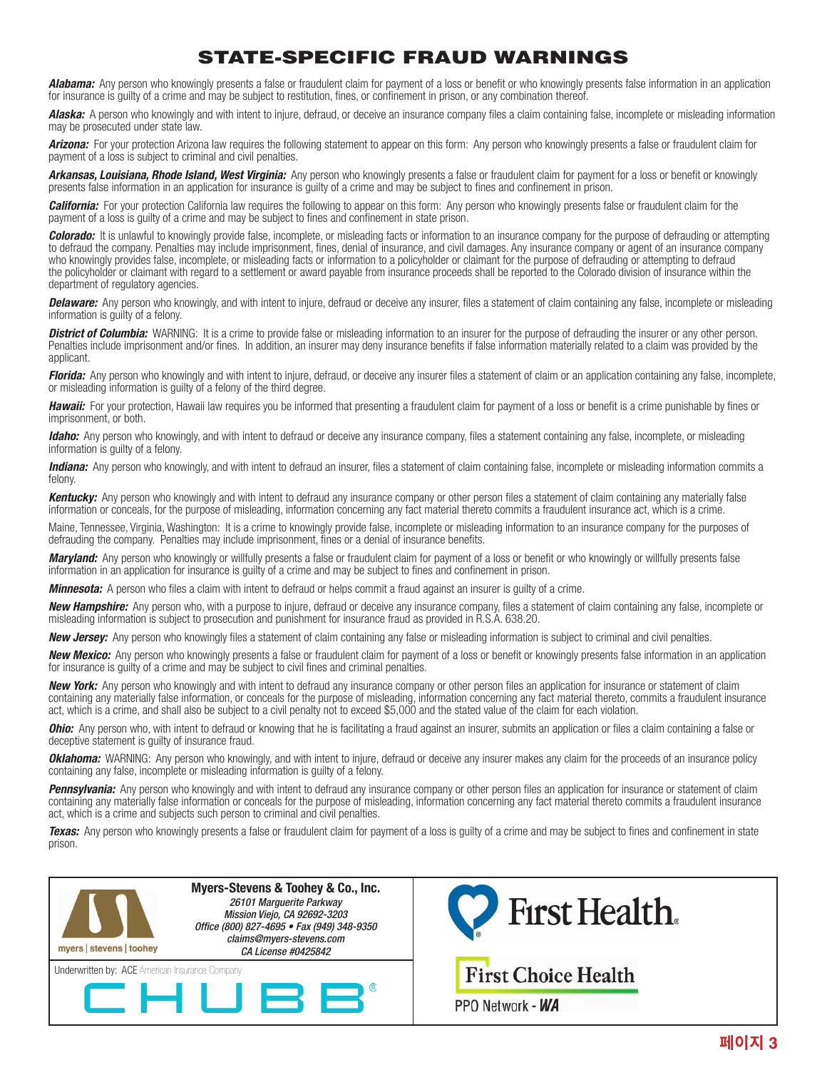# STATE-SPECIFIC FRAUD WARNINGS

***Alabama:*** Any person who knowingly presents a false or fraudulent claim for payment of a loss or benefit or who knowingly presents false information in an application for insurance is guilty of a crime and may be subject to restitution, fines, or confinement in prison, or any combination thereof.

***Alaska:*** A person who knowingly and with intent to injure, defraud, or deceive an insurance company files a claim containing false, incomplete or misleading information may be prosecuted under state law.

***Arizona:*** For your protection Arizona law requires the following statement to appear on this form: Any person who knowingly presents a false or fraudulent claim for payment of a loss is subject to criminal and civil penalties.

***Arkansas, Louisiana, Rhode Island, West Virginia:*** Any person who knowingly presents a false or fraudulent claim for payment for a loss or benefit or knowingly presents false information in an application for insurance is guilty of a crime and may be subject to fines and confinement in prison.

***California:*** For your protection California law requires the following to appear on this form: Any person who knowingly presents false or fraudulent claim for the payment of a loss is guilty of a crime and may be subject to fines and confinement in state prison.

***Colorado:*** It is unlawful to knowingly provide false, incomplete, or misleading facts or information to an insurance company for the purpose of defrauding or attempting to defraud the company. Penalties may include imprisonment, fines, denial of insurance, and civil damages. Any insurance company or agent of an insurance company who knowingly provides false, incomplete, or misleading facts or information to a policyholder or claimant for the purpose of defrauding or attempting to defraud the policyholder or claimant with regard to a settlement or award payable from insurance proceeds shall be reported to the Colorado division of insurance within the department of regulatory agencies.

***Delaware:*** Any person who knowingly, and with intent to injure, defraud or deceive any insurer, files a statement of claim containing any false, incomplete or misleading information is guilty of a felony.

***District of Columbia:*** WARNING: It is a crime to provide false or misleading information to an insurer for the purpose of defrauding the insurer or any other person. Penalties include imprisonment and/or fines. In addition, an insurer may deny insurance benefits if false information materially related to a claim was provided by the applicant.

***Florida:*** Any person who knowingly and with intent to injure, defraud, or deceive any insurer files a statement of claim or an application containing any false, incomplete, or misleading information is guilty of a felony of the third degree.

***Hawaii:*** For your protection, Hawaii law requires you be informed that presenting a fraudulent claim for payment of a loss or benefit is a crime punishable by fines or imprisonment, or both.

***Idaho:*** Any person who knowingly, and with intent to defraud or deceive any insurance company, files a statement containing any false, incomplete, or misleading information is guilty of a felony.

***Indiana:*** Any person who knowingly, and with intent to defraud an insurer, files a statement of claim containing false, incomplete or misleading information commits a felony.

***Kentucky:*** Any person who knowingly and with intent to defraud any insurance company or other person files a statement of claim containing any materially false information or conceals, for the purpose of misleading, information concerning any fact material thereto commits a fraudulent insurance act, which is a crime.

Maine, Tennessee, Virginia, Washington: It is a crime to knowingly provide false, incomplete or misleading information to an insurance company for the purposes of defrauding the company. Penalties may include imprisonment, fines or a denial of insurance benefits.

***Maryland:*** Any person who knowingly or willfully presents a false or fraudulent claim for payment of a loss or benefit or who knowingly or willfully presents false information in an application for insurance is guilty of a crime and may be subject to fines and confinement in prison.

***Minnesota:*** A person who files a claim with intent to defraud or helps commit a fraud against an insurer is guilty of a crime.

***New Hampshire:*** Any person who, with a purpose to injure, defraud or deceive any insurance company, files a statement of claim containing any false, incomplete or misleading information is subject to prosecution and punishment for insurance fraud as provided in R.S.A. 638.20.

***New Jersey:*** Any person who knowingly files a statement of claim containing any false or misleading information is subject to criminal and civil penalties.

***New Mexico:*** Any person who knowingly presents a false or fraudulent claim for payment of a loss or benefit or knowingly presents false information in an application for insurance is guilty of a crime and may be subject to civil fines and criminal penalties.

***New York:*** Any person who knowingly and with intent to defraud any insurance company or other person files an application for insurance or statement of claim containing any materially false information, or conceals for the purpose of misleading, information concerning any fact material thereto, commits a fraudulent insurance act, which is a crime, and shall also be subject to a civil penalty not to exceed $5,000 and the stated value of the claim for each violation.

***Ohio:*** Any person who, with intent to defraud or knowing that he is facilitating a fraud against an insurer, submits an application or files a claim containing a false or deceptive statement is guilty of insurance fraud.

***Oklahoma:*** WARNING: Any person who knowingly, and with intent to injure, defraud or deceive any insurer makes any claim for the proceeds of an insurance policy containing any false, incomplete or misleading information is guilty of a felony.

***Pennsylvania:*** Any person who knowingly and with intent to defraud any insurance company or other person files an application for insurance or statement of claim containing any materially false information or conceals for the purpose of misleading, information concerning any fact material thereto commits a fraudulent insurance act, which is a crime and subjects such person to criminal and civil penalties.

***Texas:*** Any person who knowingly presents a false or fraudulent claim for payment of a loss is guilty of a crime and may be subject to fines and confinement in state prison.

myers | stevens | toohey

**Myers-Stevens & Toohey & Co., Inc.**
*26101 Marguerite Parkway*
*Mission Viejo, CA 92692-3203*
*Office (800) 827-4695 • Fax (949) 348-9350*
*claims@myers-stevens.com*
*CA License #0425842*

Underwritten by: ACE American Insurance Company

CHUBB®

First Health®

First Choice Health
PPO Network - ***WA***